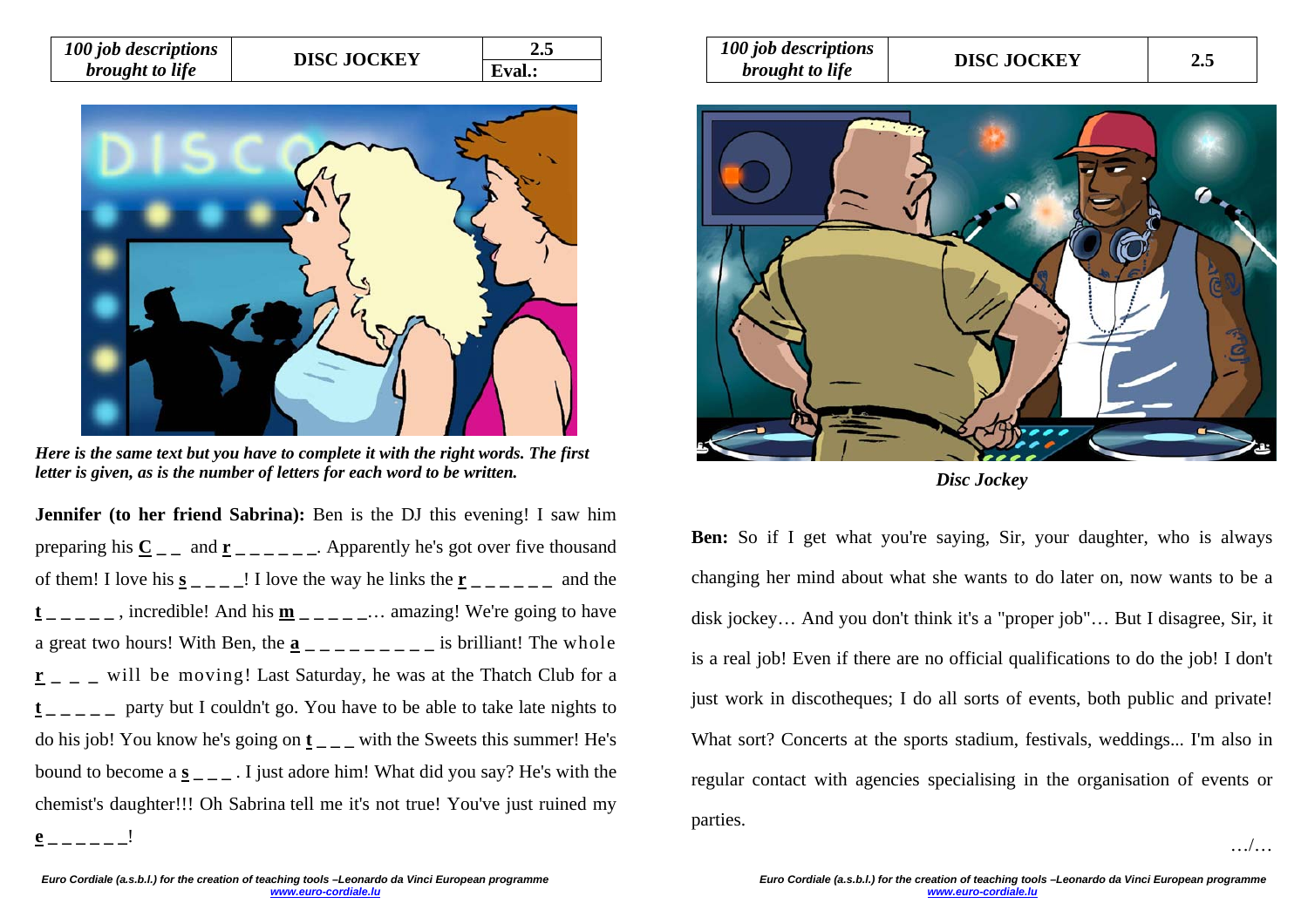| 100 job descriptions brought to life | DISC JOCKEY | 2.5 |
| --- | --- | --- |
| | | Eval.: |

*Here is the same text but you have to complete it with the right words. The first letter is given, as is the number of letters for each word to be written.*

**Jennifer (to her friend Sabrina):** Ben is the DJ this evening! I saw him preparing his **C** _ _ and **r** _ _ _ _ _ _. Apparently he's got over five thousand of them! I love his **s** _ _ _ _! I love the way he links the **r** _ _ _ _ _ _ and the **t** _ _ _ _ _, incredible! And his **m** _ _ _ _ _... amazing! We're going to have a great two hours! With Ben, the **a** _ _ _ _ _ _ _ _ _ is brilliant! The whole **r** _ _ _ will be moving! Last Saturday, he was at the Thatch Club for a **t** _ _ _ _ _ party but I couldn't go. You have to be able to take late nights to do his job! You know he's going on **t** _ _ _ with the Sweets this summer! He's bound to become a **s** _ _ _ . I just adore him! What did you say? He's with the chemist's daughter!!! Oh Sabrina tell me it's not true! You've just ruined my **e** _ _ _ _ _ _!

| 100 job descriptions brought to life | DISC JOCKEY | 2.5 |
| --- | --- | --- |

*Disc Jockey*

**Ben:** So if I get what you're saying, Sir, your daughter, who is always changing her mind about what she wants to do later on, now wants to be a disk jockey… And you don't think it's a "proper job"… But I disagree, Sir, it is a real job! Even if there are no official qualifications to do the job! I don't just work in discotheques; I do all sorts of events, both public and private! What sort? Concerts at the sports stadium, festivals, weddings... I'm also in regular contact with agencies specialising in the organisation of events or parties.

…/…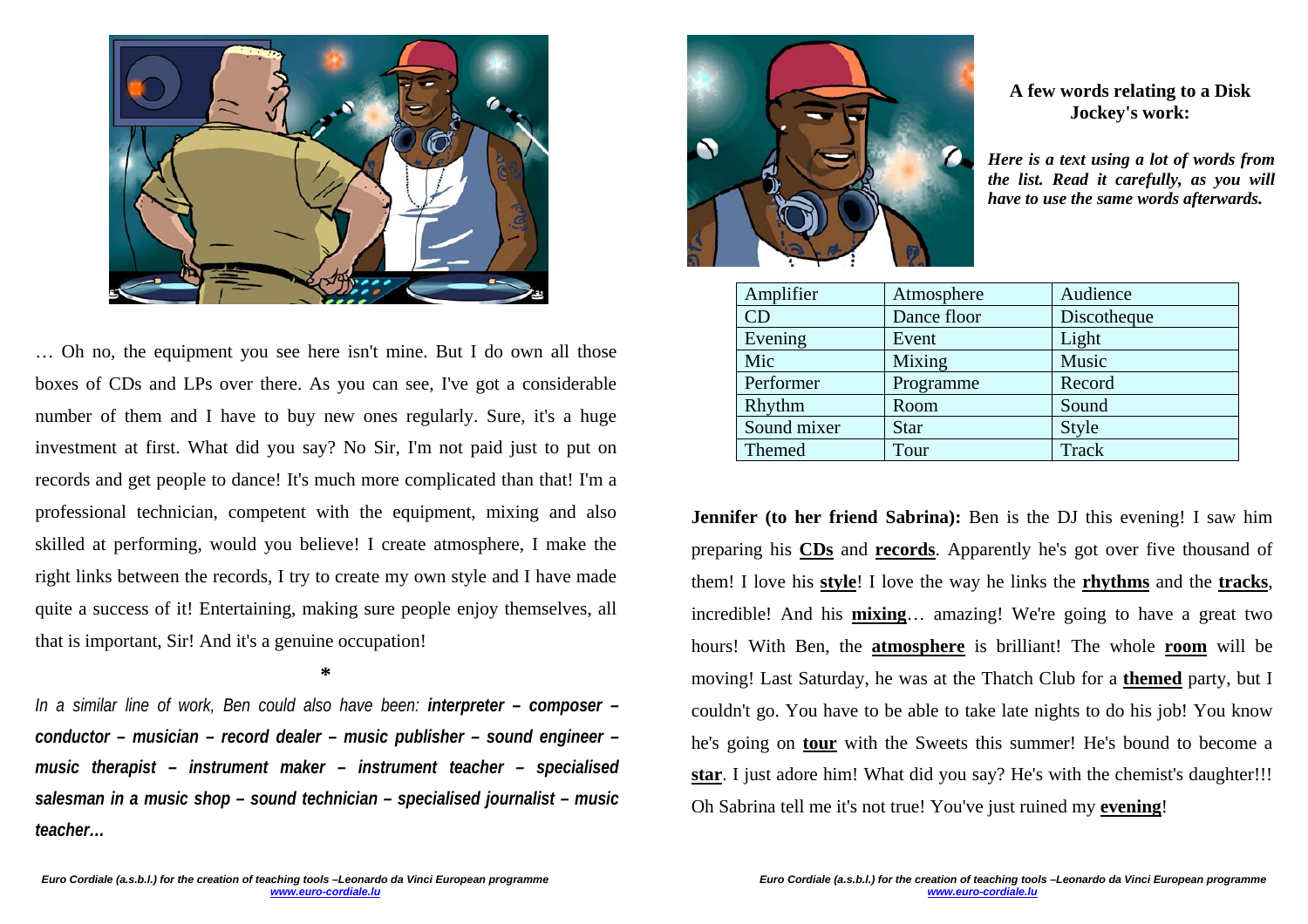… Oh no, the equipment you see here isn't mine. But I do own all those boxes of CDs and LPs over there. As you can see, I've got a considerable number of them and I have to buy new ones regularly. Sure, it's a huge investment at first. What did you say? No Sir, I'm not paid just to put on records and get people to dance! It's much more complicated than that! I'm a professional technician, competent with the equipment, mixing and also skilled at performing, would you believe! I create atmosphere, I make the right links between the records, I try to create my own style and I have made quite a success of it! Entertaining, making sure people enjoy themselves, all that is important, Sir! And it's a genuine occupation!

*

*In a similar line of work, Ben could also have been:* ***interpreter – composer – conductor – musician – record dealer – music publisher – sound engineer – music therapist – instrument maker – instrument teacher – specialised salesman in a music shop – sound technician – specialised journalist – music teacher…***

### A few words relating to a Disk Jockey's work:

***Here is a text using a lot of words from the list. Read it carefully, as you will have to use the same words afterwards.***

| | | |
|---|---|---|
| Amplifier | Atmosphere | Audience |
| CD | Dance floor | Discotheque |
| Evening | Event | Light |
| Mic | Mixing | Music |
| Performer | Programme | Record |
| Rhythm | Room | Sound |
| Sound mixer | Star | Style |
| Themed | Tour | Track |

**Jennifer (to her friend Sabrina):** Ben is the DJ this evening! I saw him preparing his **CDs** and **records**. Apparently he's got over five thousand of them! I love his **style**! I love the way he links the **rhythms** and the **tracks**, incredible! And his **mixing**… amazing! We're going to have a great two hours! With Ben, the **atmosphere** is brilliant! The whole **room** will be moving! Last Saturday, he was at the Thatch Club for a **themed** party, but I couldn't go. You have to be able to take late nights to do his job! You know he's going on **tour** with the Sweets this summer! He's bound to become a **star**. I just adore him! What did you say? He's with the chemist's daughter!!! Oh Sabrina tell me it's not true! You've just ruined my **evening**!